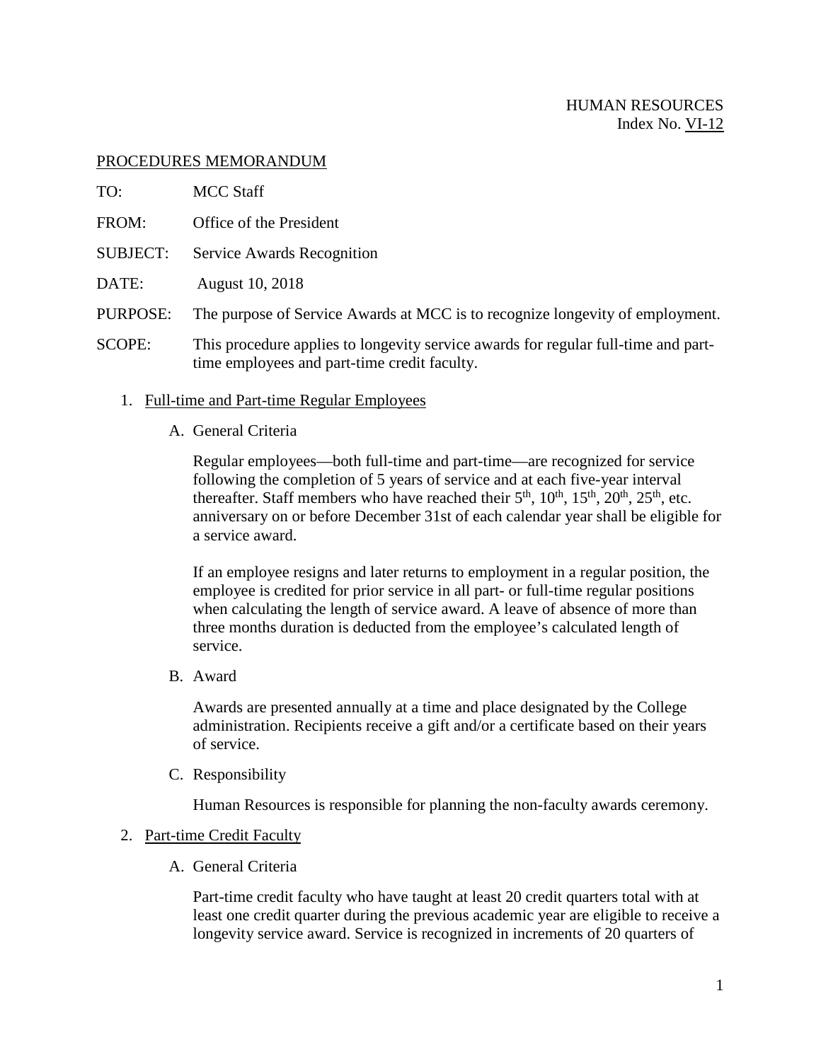HUMAN RESOURCES
Index No. VI-12

PROCEDURES MEMORANDUM

TO: MCC Staff

FROM: Office of the President

SUBJECT: Service Awards Recognition

DATE: August 10, 2018

PURPOSE: The purpose of Service Awards at MCC is to recognize longevity of employment.

SCOPE: This procedure applies to longevity service awards for regular full-time and part-time employees and part-time credit faculty.

1. Full-time and Part-time Regular Employees

   A. General Criteria

   Regular employees—both full-time and part-time—are recognized for service following the completion of 5 years of service and at each five-year interval thereafter. Staff members who have reached their 5th, 10th, 15th, 20th, 25th, etc. anniversary on or before December 31st of each calendar year shall be eligible for a service award.

   If an employee resigns and later returns to employment in a regular position, the employee is credited for prior service in all part- or full-time regular positions when calculating the length of service award. A leave of absence of more than three months duration is deducted from the employee's calculated length of service.

   B. Award

   Awards are presented annually at a time and place designated by the College administration. Recipients receive a gift and/or a certificate based on their years of service.

   C. Responsibility

   Human Resources is responsible for planning the non-faculty awards ceremony.

2. Part-time Credit Faculty

   A. General Criteria

   Part-time credit faculty who have taught at least 20 credit quarters total with at least one credit quarter during the previous academic year are eligible to receive a longevity service award. Service is recognized in increments of 20 quarters of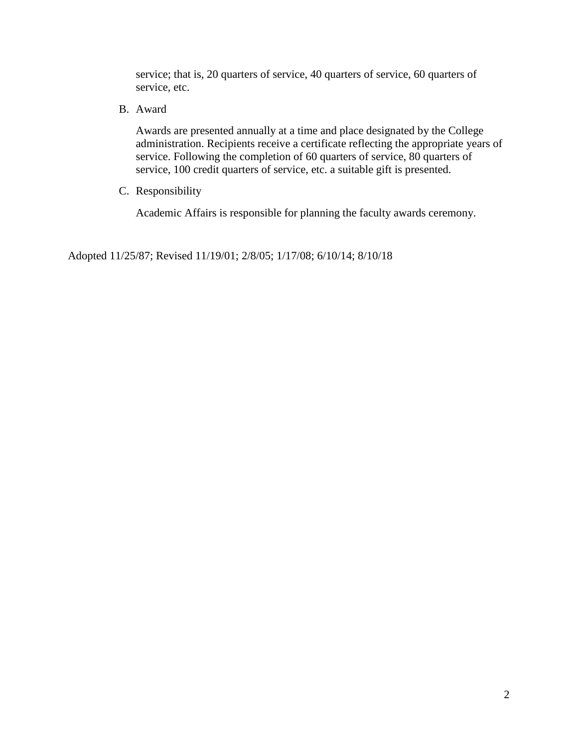service; that is, 20 quarters of service, 40 quarters of service, 60 quarters of service, etc.

B. Award

Awards are presented annually at a time and place designated by the College administration. Recipients receive a certificate reflecting the appropriate years of service. Following the completion of 60 quarters of service, 80 quarters of service, 100 credit quarters of service, etc. a suitable gift is presented.

C. Responsibility

Academic Affairs is responsible for planning the faculty awards ceremony.

Adopted 11/25/87; Revised 11/19/01; 2/8/05; 1/17/08; 6/10/14; 8/10/18